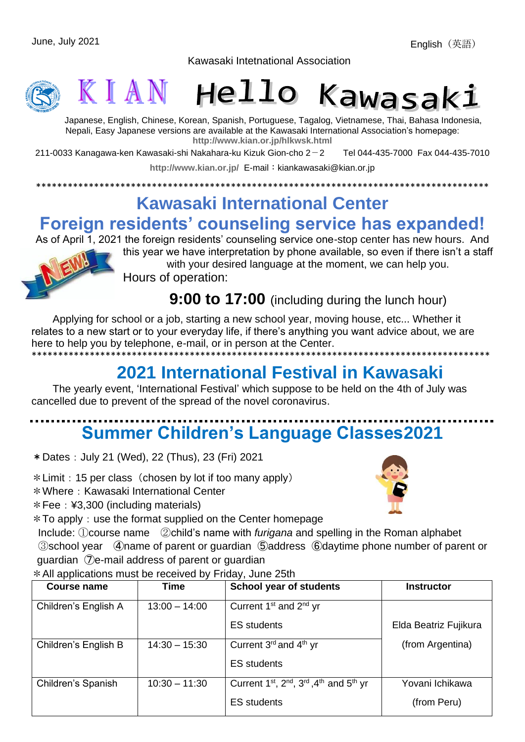June, July 2021

English（英語）

Kawasaki Intetnational Association

# KIAN Hello Kawasaki

Japanese, English, Chinese, Korean, Spanish, Portuguese, Tagalog, Vietnamese, Thai, Bahasa Indonesia, Nepali, Easy Japanese versions are available at the Kawasaki International Association's homepage: **http://www.kian.or.jp/hlkwsk.html**

211-0033 Kanagawa-ken Kawasaki-shi Nakahara-ku Kizuk Gion-cho 2－2　　Tel 044-435-7000 Fax 044-435-7010

**http://www.kian.or.jp/** E-mail：kiankawasaki@kian.or.jp

*****************************************************************************************

## Kawasaki International Center

## Foreign residents' counseling service has expanded!

As of April 1, 2021 the foreign residents' counseling service one-stop center has new hours. And this year we have interpretation by phone available, so even if there isn't a staff with your desired language at the moment, we can help you.

Hours of operation:

**9:00 to 17:00** (including during the lunch hour)

Applying for school or a job, starting a new school year, moving house, etc... Whether it relates to a new start or to your everyday life, if there's anything you want advice about, we are here to help you by telephone, e-mail, or in person at the Center.

*****************************************************************************************

## 2021 International Festival in Kawasaki

The yearly event, 'International Festival' which suppose to be held on the 4th of July was cancelled due to prevent of the spread of the novel coronavirus.

## Summer Children's Language Classes2021

＊Dates：July 21 (Wed), 22 (Thus), 23 (Fri) 2021

＊Limit：15 per class（chosen by lot if too many apply）

＊Where：Kawasaki International Center

＊Fee：¥3,300 (including materials)

＊To apply：use the format supplied on the Center homepage

Include: ①course name　②child's name with *furigana* and spelling in the Roman alphabet ③school year　④name of parent or guardian　⑤address　⑥daytime phone number of parent or guardian　⑦e-mail address of parent or guardian

＊All applications must be received by Friday, June 25th

| Course name | Time | School year of students | Instructor |
|---|---|---|---|
| Children's English A | 13:00 – 14:00 | Current 1st and 2nd yr ES students | Elda Beatriz Fujikura (from Argentina) |
| Children's English B | 14:30 – 15:30 | Current 3rd and 4th yr ES students | |
| Children's Spanish | 10:30 – 11:30 | Current 1st, 2nd, 3rd ,4th and 5th yr ES students | Yovani Ichikawa (from Peru) |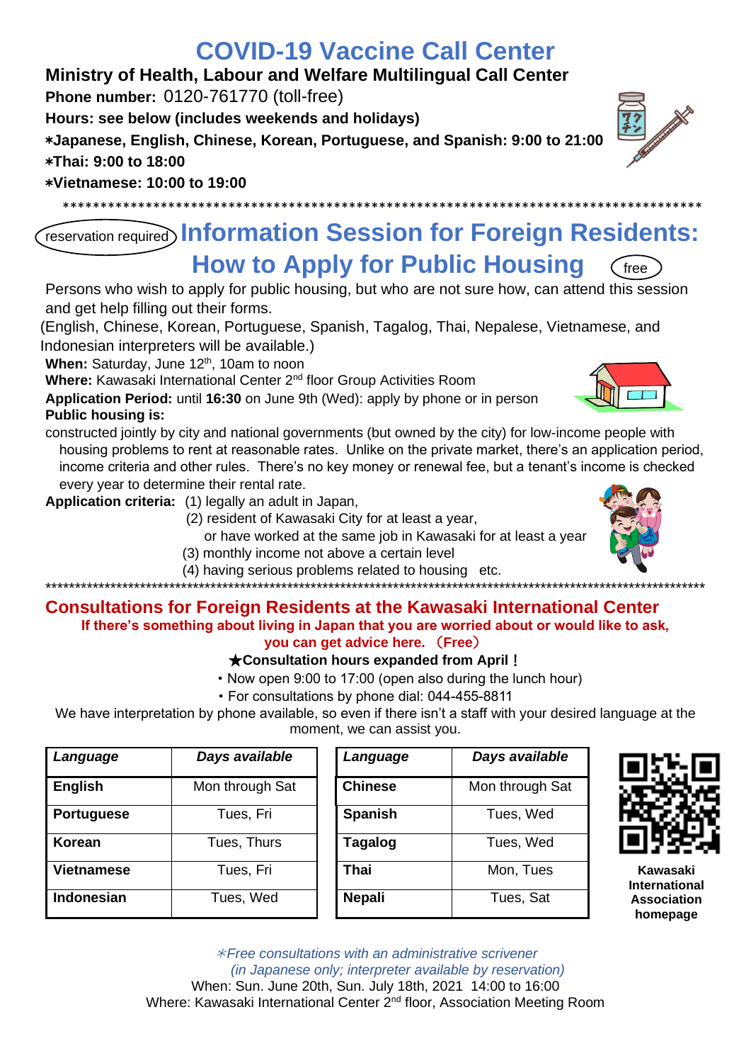# COVID-19 Vaccine Call Center

**Ministry of Health, Labour and Welfare Multilingual Call Center**

**Phone number:** 0120-761770 (toll-free)

**Hours: see below (includes weekends and holidays)**

**∗Japanese, English, Chinese, Korean, Portuguese, and Spanish: 9:00 to 21:00**

**∗Thai: 9:00 to 18:00**

**∗Vietnamese: 10:00 to 19:00**

**************************************************************************************

# Information Session for Foreign Residents: How to Apply for Public Housing

reservation required | free

Persons who wish to apply for public housing, but who are not sure how, can attend this session and get help filling out their forms.

(English, Chinese, Korean, Portuguese, Spanish, Tagalog, Thai, Nepalese, Vietnamese, and Indonesian interpreters will be available.)

**When:** Saturday, June 12th, 10am to noon

**Where:** Kawasaki International Center 2nd floor Group Activities Room

**Application Period:** until **16:30** on June 9th (Wed): apply by phone or in person

**Public housing is:**

constructed jointly by city and national governments (but owned by the city) for low-income people with housing problems to rent at reasonable rates. Unlike on the private market, there's an application period, income criteria and other rules. There's no key money or renewal fee, but a tenant's income is checked every year to determine their rental rate.

**Application criteria:** (1) legally an adult in Japan,

(2) resident of Kawasaki City for at least a year, or have worked at the same job in Kawasaki for at least a year

(3) monthly income not above a certain level

(4) having serious problems related to housing etc.

**************************************************************************************************************

## Consultations for Foreign Residents at the Kawasaki International Center

**If there's something about living in Japan that you are worried about or would like to ask, you can get advice here. （Free）**

**★Consultation hours expanded from April！**

- Now open 9:00 to 17:00 (open also during the lunch hour)
- For consultations by phone dial: 044-455-8811

We have interpretation by phone available, so even if there isn't a staff with your desired language at the moment, we can assist you.

| *Language* | *Days available* | *Language* | *Days available* |
|---|---|---|---|
| **English** | Mon through Sat | **Chinese** | Mon through Sat |
| **Portuguese** | Tues, Fri | **Spanish** | Tues, Wed |
| **Korean** | Tues, Thurs | **Tagalog** | Tues, Wed |
| **Vietnamese** | Tues, Fri | **Thai** | Mon, Tues |
| **Indonesian** | Tues, Wed | **Nepali** | Tues, Sat |

**Kawasaki International Association homepage**

*∗Free consultations with an administrative scrivener (in Japanese only; interpreter available by reservation)*

When: Sun. June 20th, Sun. July 18th, 2021 14:00 to 16:00

Where: Kawasaki International Center 2nd floor, Association Meeting Room